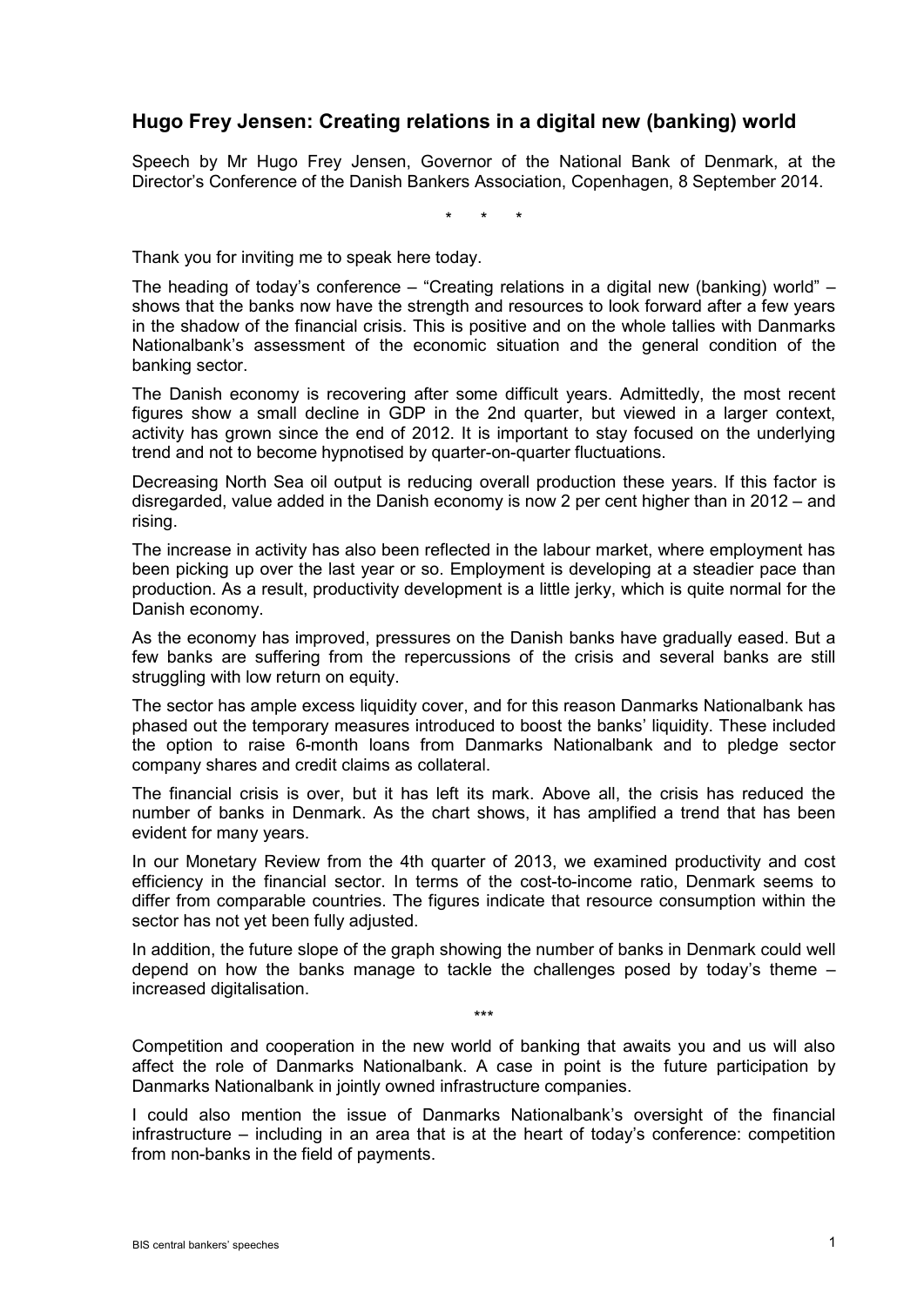## Hugo Frey Jensen: Creating relations in a digital new (banking) world

Speech by Mr Hugo Frey Jensen, Governor of the National Bank of Denmark, at the Director's Conference of the Danish Bankers Association, Copenhagen, 8 September 2014.

\* \* \*

Thank you for inviting me to speak here today.

The heading of today's conference – "Creating relations in a digital new (banking) world" – shows that the banks now have the strength and resources to look forward after a few years in the shadow of the financial crisis. This is positive and on the whole tallies with Danmarks Nationalbank's assessment of the economic situation and the general condition of the banking sector.

The Danish economy is recovering after some difficult years. Admittedly, the most recent figures show a small decline in GDP in the 2nd quarter, but viewed in a larger context, activity has grown since the end of 2012. It is important to stay focused on the underlying trend and not to become hypnotised by quarter-on-quarter fluctuations.

Decreasing North Sea oil output is reducing overall production these years. If this factor is disregarded, value added in the Danish economy is now 2 per cent higher than in 2012 – and rising.

The increase in activity has also been reflected in the labour market, where employment has been picking up over the last year or so. Employment is developing at a steadier pace than production. As a result, productivity development is a little jerky, which is quite normal for the Danish economy.

As the economy has improved, pressures on the Danish banks have gradually eased. But a few banks are suffering from the repercussions of the crisis and several banks are still struggling with low return on equity.

The sector has ample excess liquidity cover, and for this reason Danmarks Nationalbank has phased out the temporary measures introduced to boost the banks' liquidity. These included the option to raise 6-month loans from Danmarks Nationalbank and to pledge sector company shares and credit claims as collateral.

The financial crisis is over, but it has left its mark. Above all, the crisis has reduced the number of banks in Denmark. As the chart shows, it has amplified a trend that has been evident for many years.

In our Monetary Review from the 4th quarter of 2013, we examined productivity and cost efficiency in the financial sector. In terms of the cost-to-income ratio, Denmark seems to differ from comparable countries. The figures indicate that resource consumption within the sector has not yet been fully adjusted.

In addition, the future slope of the graph showing the number of banks in Denmark could well depend on how the banks manage to tackle the challenges posed by today's theme – increased digitalisation.

\*\*\*

Competition and cooperation in the new world of banking that awaits you and us will also affect the role of Danmarks Nationalbank. A case in point is the future participation by Danmarks Nationalbank in jointly owned infrastructure companies.

I could also mention the issue of Danmarks Nationalbank's oversight of the financial infrastructure – including in an area that is at the heart of today's conference: competition from non-banks in the field of payments.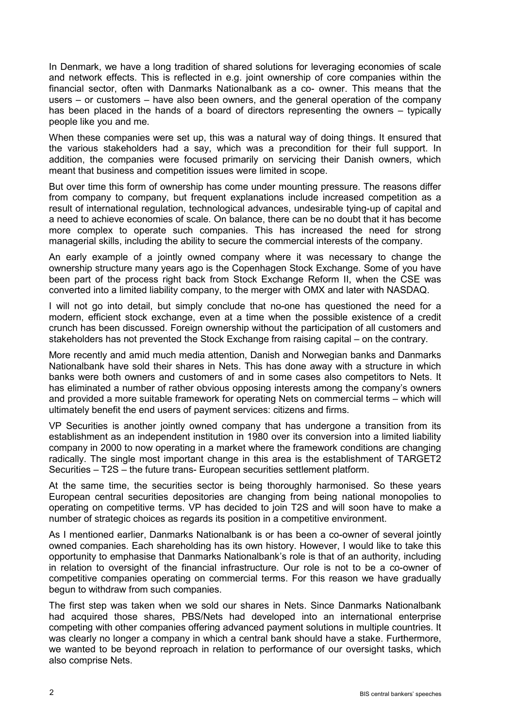In Denmark, we have a long tradition of shared solutions for leveraging economies of scale and network effects. This is reflected in e.g. joint ownership of core companies within the financial sector, often with Danmarks Nationalbank as a co- owner. This means that the users – or customers – have also been owners, and the general operation of the company has been placed in the hands of a board of directors representing the owners – typically people like you and me.

When these companies were set up, this was a natural way of doing things. It ensured that the various stakeholders had a say, which was a precondition for their full support. In addition, the companies were focused primarily on servicing their Danish owners, which meant that business and competition issues were limited in scope.

But over time this form of ownership has come under mounting pressure. The reasons differ from company to company, but frequent explanations include increased competition as a result of international regulation, technological advances, undesirable tying-up of capital and a need to achieve economies of scale. On balance, there can be no doubt that it has become more complex to operate such companies. This has increased the need for strong managerial skills, including the ability to secure the commercial interests of the company.

An early example of a jointly owned company where it was necessary to change the ownership structure many years ago is the Copenhagen Stock Exchange. Some of you have been part of the process right back from Stock Exchange Reform II, when the CSE was converted into a limited liability company, to the merger with OMX and later with NASDAQ.

I will not go into detail, but simply conclude that no-one has questioned the need for a modern, efficient stock exchange, even at a time when the possible existence of a credit crunch has been discussed. Foreign ownership without the participation of all customers and stakeholders has not prevented the Stock Exchange from raising capital – on the contrary.

More recently and amid much media attention, Danish and Norwegian banks and Danmarks Nationalbank have sold their shares in Nets. This has done away with a structure in which banks were both owners and customers of and in some cases also competitors to Nets. It has eliminated a number of rather obvious opposing interests among the company's owners and provided a more suitable framework for operating Nets on commercial terms – which will ultimately benefit the end users of payment services: citizens and firms.

VP Securities is another jointly owned company that has undergone a transition from its establishment as an independent institution in 1980 over its conversion into a limited liability company in 2000 to now operating in a market where the framework conditions are changing radically. The single most important change in this area is the establishment of TARGET2 Securities – T2S – the future trans- European securities settlement platform.

At the same time, the securities sector is being thoroughly harmonised. So these years European central securities depositories are changing from being national monopolies to operating on competitive terms. VP has decided to join T2S and will soon have to make a number of strategic choices as regards its position in a competitive environment.

As I mentioned earlier, Danmarks Nationalbank is or has been a co-owner of several jointly owned companies. Each shareholding has its own history. However, I would like to take this opportunity to emphasise that Danmarks Nationalbank's role is that of an authority, including in relation to oversight of the financial infrastructure. Our role is not to be a co-owner of competitive companies operating on commercial terms. For this reason we have gradually begun to withdraw from such companies.

The first step was taken when we sold our shares in Nets. Since Danmarks Nationalbank had acquired those shares, PBS/Nets had developed into an international enterprise competing with other companies offering advanced payment solutions in multiple countries. It was clearly no longer a company in which a central bank should have a stake. Furthermore, we wanted to be beyond reproach in relation to performance of our oversight tasks, which also comprise Nets.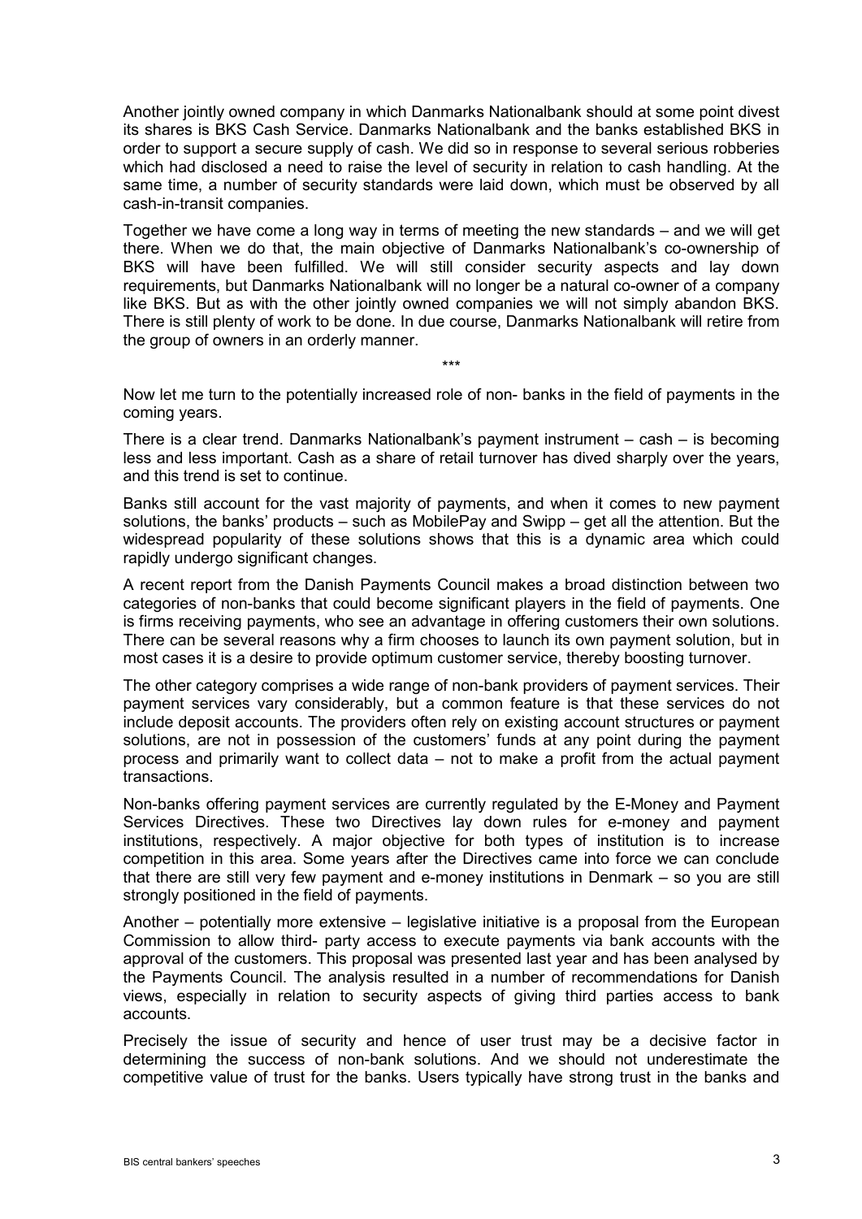Another jointly owned company in which Danmarks Nationalbank should at some point divest its shares is BKS Cash Service. Danmarks Nationalbank and the banks established BKS in order to support a secure supply of cash. We did so in response to several serious robberies which had disclosed a need to raise the level of security in relation to cash handling. At the same time, a number of security standards were laid down, which must be observed by all cash-in-transit companies.

Together we have come a long way in terms of meeting the new standards – and we will get there. When we do that, the main objective of Danmarks Nationalbank's co-ownership of BKS will have been fulfilled. We will still consider security aspects and lay down requirements, but Danmarks Nationalbank will no longer be a natural co-owner of a company like BKS. But as with the other jointly owned companies we will not simply abandon BKS. There is still plenty of work to be done. In due course, Danmarks Nationalbank will retire from the group of owners in an orderly manner.

\*\*\*

Now let me turn to the potentially increased role of non- banks in the field of payments in the coming years.

There is a clear trend. Danmarks Nationalbank's payment instrument – cash – is becoming less and less important. Cash as a share of retail turnover has dived sharply over the years, and this trend is set to continue.

Banks still account for the vast majority of payments, and when it comes to new payment solutions, the banks' products – such as MobilePay and Swipp – get all the attention. But the widespread popularity of these solutions shows that this is a dynamic area which could rapidly undergo significant changes.

A recent report from the Danish Payments Council makes a broad distinction between two categories of non-banks that could become significant players in the field of payments. One is firms receiving payments, who see an advantage in offering customers their own solutions. There can be several reasons why a firm chooses to launch its own payment solution, but in most cases it is a desire to provide optimum customer service, thereby boosting turnover.

The other category comprises a wide range of non-bank providers of payment services. Their payment services vary considerably, but a common feature is that these services do not include deposit accounts. The providers often rely on existing account structures or payment solutions, are not in possession of the customers' funds at any point during the payment process and primarily want to collect data – not to make a profit from the actual payment transactions.

Non-banks offering payment services are currently regulated by the E-Money and Payment Services Directives. These two Directives lay down rules for e-money and payment institutions, respectively. A major objective for both types of institution is to increase competition in this area. Some years after the Directives came into force we can conclude that there are still very few payment and e-money institutions in Denmark – so you are still strongly positioned in the field of payments.

Another – potentially more extensive – legislative initiative is a proposal from the European Commission to allow third- party access to execute payments via bank accounts with the approval of the customers. This proposal was presented last year and has been analysed by the Payments Council. The analysis resulted in a number of recommendations for Danish views, especially in relation to security aspects of giving third parties access to bank accounts.

Precisely the issue of security and hence of user trust may be a decisive factor in determining the success of non-bank solutions. And we should not underestimate the competitive value of trust for the banks. Users typically have strong trust in the banks and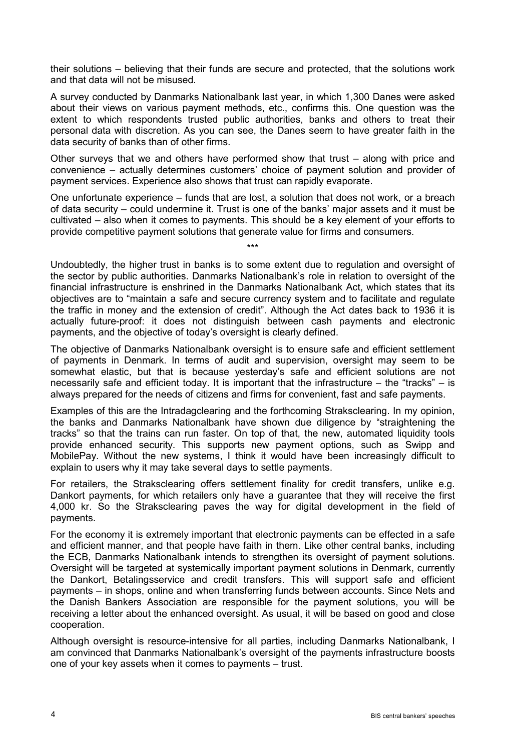their solutions – believing that their funds are secure and protected, that the solutions work and that data will not be misused.

A survey conducted by Danmarks Nationalbank last year, in which 1,300 Danes were asked about their views on various payment methods, etc., confirms this. One question was the extent to which respondents trusted public authorities, banks and others to treat their personal data with discretion. As you can see, the Danes seem to have greater faith in the data security of banks than of other firms.

Other surveys that we and others have performed show that trust – along with price and convenience – actually determines customers' choice of payment solution and provider of payment services. Experience also shows that trust can rapidly evaporate.

One unfortunate experience – funds that are lost, a solution that does not work, or a breach of data security – could undermine it. Trust is one of the banks' major assets and it must be cultivated – also when it comes to payments. This should be a key element of your efforts to provide competitive payment solutions that generate value for firms and consumers.

\*\*\*

Undoubtedly, the higher trust in banks is to some extent due to regulation and oversight of the sector by public authorities. Danmarks Nationalbank's role in relation to oversight of the financial infrastructure is enshrined in the Danmarks Nationalbank Act, which states that its objectives are to "maintain a safe and secure currency system and to facilitate and regulate the traffic in money and the extension of credit". Although the Act dates back to 1936 it is actually future-proof: it does not distinguish between cash payments and electronic payments, and the objective of today's oversight is clearly defined.

The objective of Danmarks Nationalbank oversight is to ensure safe and efficient settlement of payments in Denmark. In terms of audit and supervision, oversight may seem to be somewhat elastic, but that is because yesterday's safe and efficient solutions are not necessarily safe and efficient today. It is important that the infrastructure – the "tracks" – is always prepared for the needs of citizens and firms for convenient, fast and safe payments.

Examples of this are the Intradagclearing and the forthcoming Straksclearing. In my opinion, the banks and Danmarks Nationalbank have shown due diligence by "straightening the tracks" so that the trains can run faster. On top of that, the new, automated liquidity tools provide enhanced security. This supports new payment options, such as Swipp and MobilePay. Without the new systems, I think it would have been increasingly difficult to explain to users why it may take several days to settle payments.

For retailers, the Straksclearing offers settlement finality for credit transfers, unlike e.g. Dankort payments, for which retailers only have a guarantee that they will receive the first 4,000 kr. So the Straksclearing paves the way for digital development in the field of payments.

For the economy it is extremely important that electronic payments can be effected in a safe and efficient manner, and that people have faith in them. Like other central banks, including the ECB, Danmarks Nationalbank intends to strengthen its oversight of payment solutions. Oversight will be targeted at systemically important payment solutions in Denmark, currently the Dankort, Betalingsservice and credit transfers. This will support safe and efficient payments – in shops, online and when transferring funds between accounts. Since Nets and the Danish Bankers Association are responsible for the payment solutions, you will be receiving a letter about the enhanced oversight. As usual, it will be based on good and close cooperation.

Although oversight is resource-intensive for all parties, including Danmarks Nationalbank, I am convinced that Danmarks Nationalbank's oversight of the payments infrastructure boosts one of your key assets when it comes to payments – trust.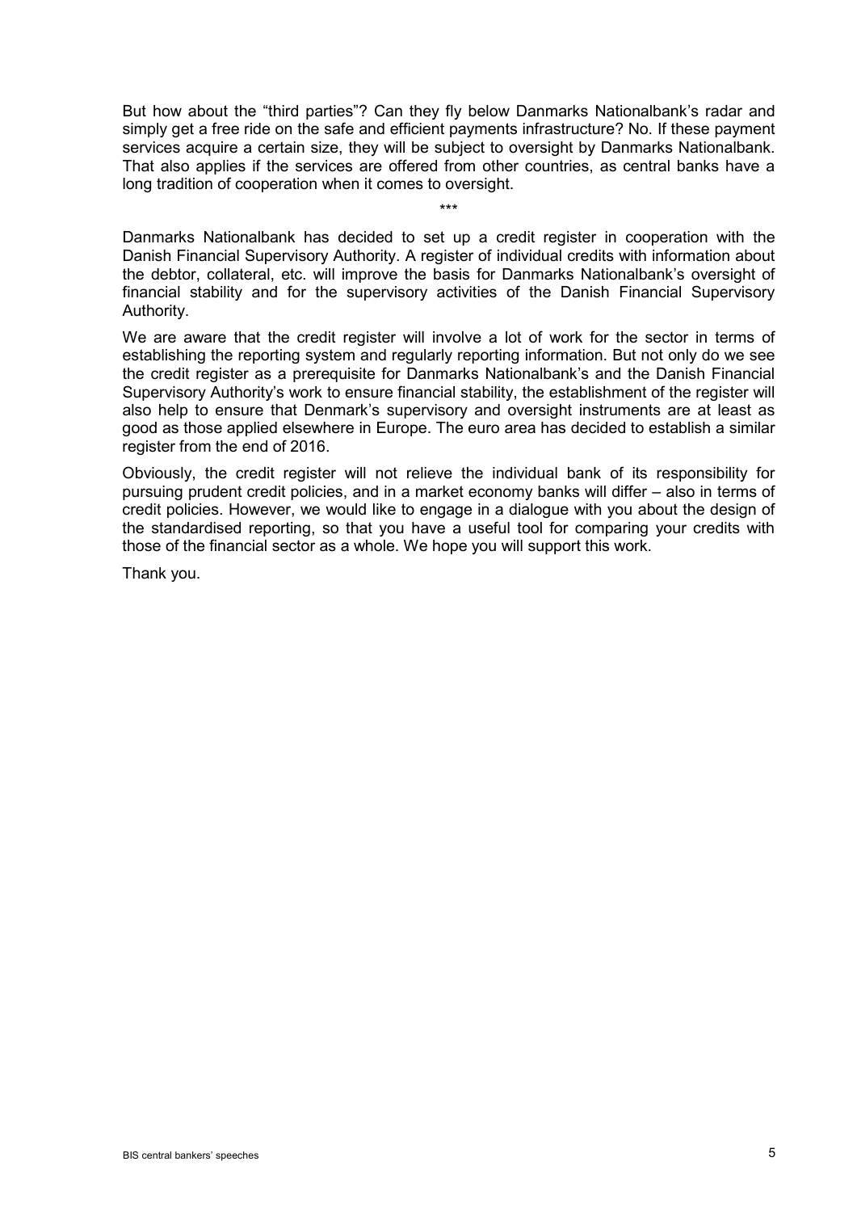But how about the “third parties”? Can they fly below Danmarks Nationalbank’s radar and simply get a free ride on the safe and efficient payments infrastructure? No. If these payment services acquire a certain size, they will be subject to oversight by Danmarks Nationalbank. That also applies if the services are offered from other countries, as central banks have a long tradition of cooperation when it comes to oversight.

***

Danmarks Nationalbank has decided to set up a credit register in cooperation with the Danish Financial Supervisory Authority. A register of individual credits with information about the debtor, collateral, etc. will improve the basis for Danmarks Nationalbank’s oversight of financial stability and for the supervisory activities of the Danish Financial Supervisory Authority.

We are aware that the credit register will involve a lot of work for the sector in terms of establishing the reporting system and regularly reporting information. But not only do we see the credit register as a prerequisite for Danmarks Nationalbank’s and the Danish Financial Supervisory Authority’s work to ensure financial stability, the establishment of the register will also help to ensure that Denmark’s supervisory and oversight instruments are at least as good as those applied elsewhere in Europe. The euro area has decided to establish a similar register from the end of 2016.

Obviously, the credit register will not relieve the individual bank of its responsibility for pursuing prudent credit policies, and in a market economy banks will differ – also in terms of credit policies. However, we would like to engage in a dialogue with you about the design of the standardised reporting, so that you have a useful tool for comparing your credits with those of the financial sector as a whole. We hope you will support this work.

Thank you.